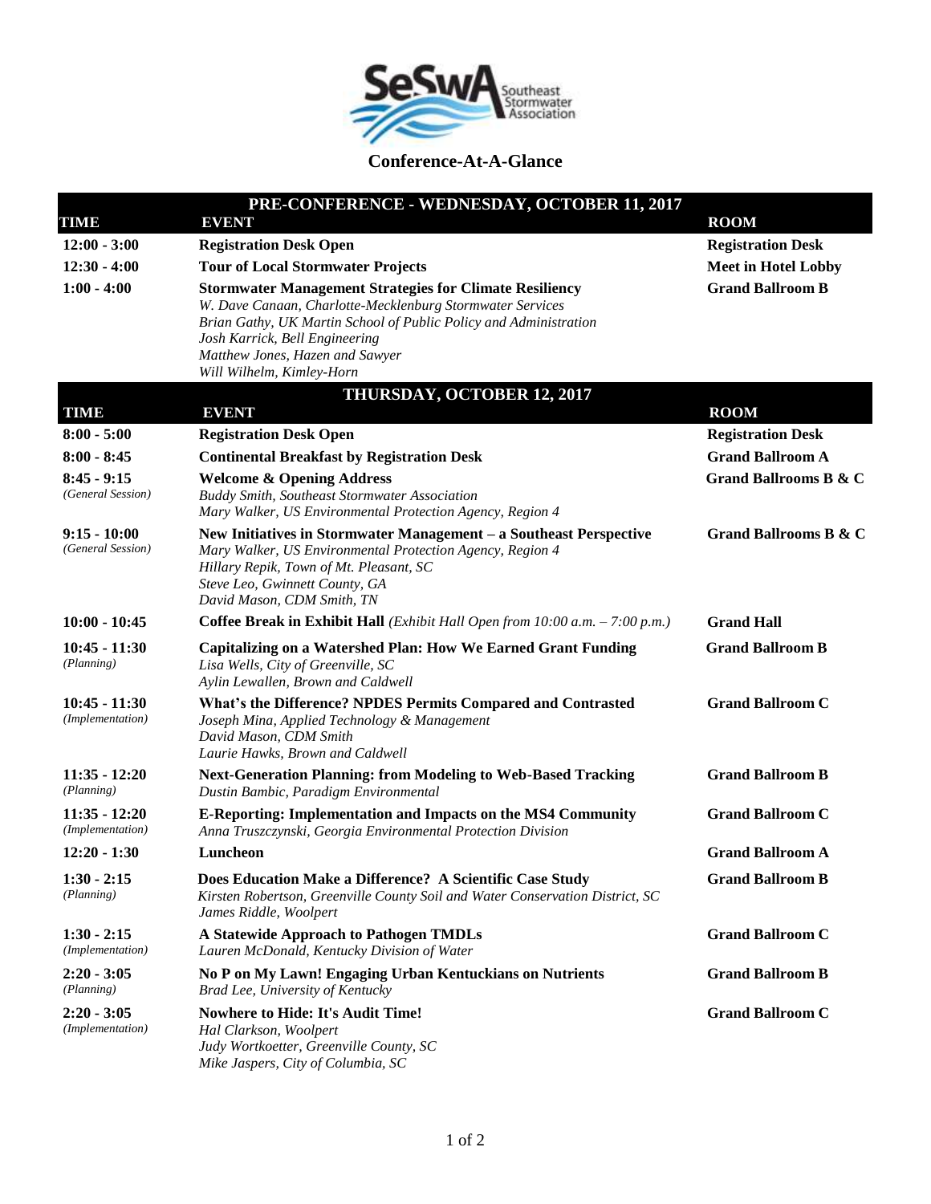## Conference-At-A-Glance

| PRE-CONFERENCE - WEDNESDAY, OCTOBER 11, 2017 | | |
|---|---|---|
| **TIME** | **EVENT** | **ROOM** |
| **12:00 - 3:00** | **Registration Desk Open** | **Registration Desk** |
| **12:30 - 4:00** | **Tour of Local Stormwater Projects** | **Meet in Hotel Lobby** |
| **1:00 - 4:00** | **Stormwater Management Strategies for Climate Resiliency**<br>*W. Dave Canaan, Charlotte-Mecklenburg Stormwater Services*<br>*Brian Gathy, UK Martin School of Public Policy and Administration*<br>*Josh Karrick, Bell Engineering*<br>*Matthew Jones, Hazen and Sawyer*<br>*Will Wilhelm, Kimley-Horn* | **Grand Ballroom B** |

| THURSDAY, OCTOBER 12, 2017 | | |
|---|---|---|
| **TIME** | **EVENT** | **ROOM** |
| **8:00 - 5:00** | **Registration Desk Open** | **Registration Desk** |
| **8:00 - 8:45** | **Continental Breakfast by Registration Desk** | **Grand Ballroom A** |
| **8:45 - 9:15**<br>*(General Session)* | **Welcome & Opening Address**<br>*Buddy Smith, Southeast Stormwater Association*<br>*Mary Walker, US Environmental Protection Agency, Region 4* | **Grand Ballrooms B & C** |
| **9:15 - 10:00**<br>*(General Session)* | **New Initiatives in Stormwater Management – a Southeast Perspective**<br>*Mary Walker, US Environmental Protection Agency, Region 4*<br>*Hillary Repik, Town of Mt. Pleasant, SC*<br>*Steve Leo, Gwinnett County, GA*<br>*David Mason, CDM Smith, TN* | **Grand Ballrooms B & C** |
| **10:00 - 10:45** | **Coffee Break in Exhibit Hall** *(Exhibit Hall Open from 10:00 a.m. – 7:00 p.m.)* | **Grand Hall** |
| **10:45 - 11:30**<br>*(Planning)* | **Capitalizing on a Watershed Plan: How We Earned Grant Funding**<br>*Lisa Wells, City of Greenville, SC*<br>*Aylin Lewallen, Brown and Caldwell* | **Grand Ballroom B** |
| **10:45 - 11:30**<br>*(Implementation)* | **What's the Difference? NPDES Permits Compared and Contrasted**<br>*Joseph Mina, Applied Technology & Management*<br>*David Mason, CDM Smith*<br>*Laurie Hawks, Brown and Caldwell* | **Grand Ballroom C** |
| **11:35 - 12:20**<br>*(Planning)* | **Next-Generation Planning: from Modeling to Web-Based Tracking**<br>*Dustin Bambic, Paradigm Environmental* | **Grand Ballroom B** |
| **11:35 - 12:20**<br>*(Implementation)* | **E-Reporting: Implementation and Impacts on the MS4 Community**<br>*Anna Truszczynski, Georgia Environmental Protection Division* | **Grand Ballroom C** |
| **12:20 - 1:30** | **Luncheon** | **Grand Ballroom A** |
| **1:30 - 2:15**<br>*(Planning)* | **Does Education Make a Difference? A Scientific Case Study**<br>*Kirsten Robertson, Greenville County Soil and Water Conservation District, SC*<br>*James Riddle, Woolpert* | **Grand Ballroom B** |
| **1:30 - 2:15**<br>*(Implementation)* | **A Statewide Approach to Pathogen TMDLs**<br>*Lauren McDonald, Kentucky Division of Water* | **Grand Ballroom C** |
| **2:20 - 3:05**<br>*(Planning)* | **No P on My Lawn! Engaging Urban Kentuckians on Nutrients**<br>*Brad Lee, University of Kentucky* | **Grand Ballroom B** |
| **2:20 - 3:05**<br>*(Implementation)* | **Nowhere to Hide: It's Audit Time!**<br>*Hal Clarkson, Woolpert*<br>*Judy Wortkoetter, Greenville County, SC*<br>*Mike Jaspers, City of Columbia, SC* | **Grand Ballroom C** |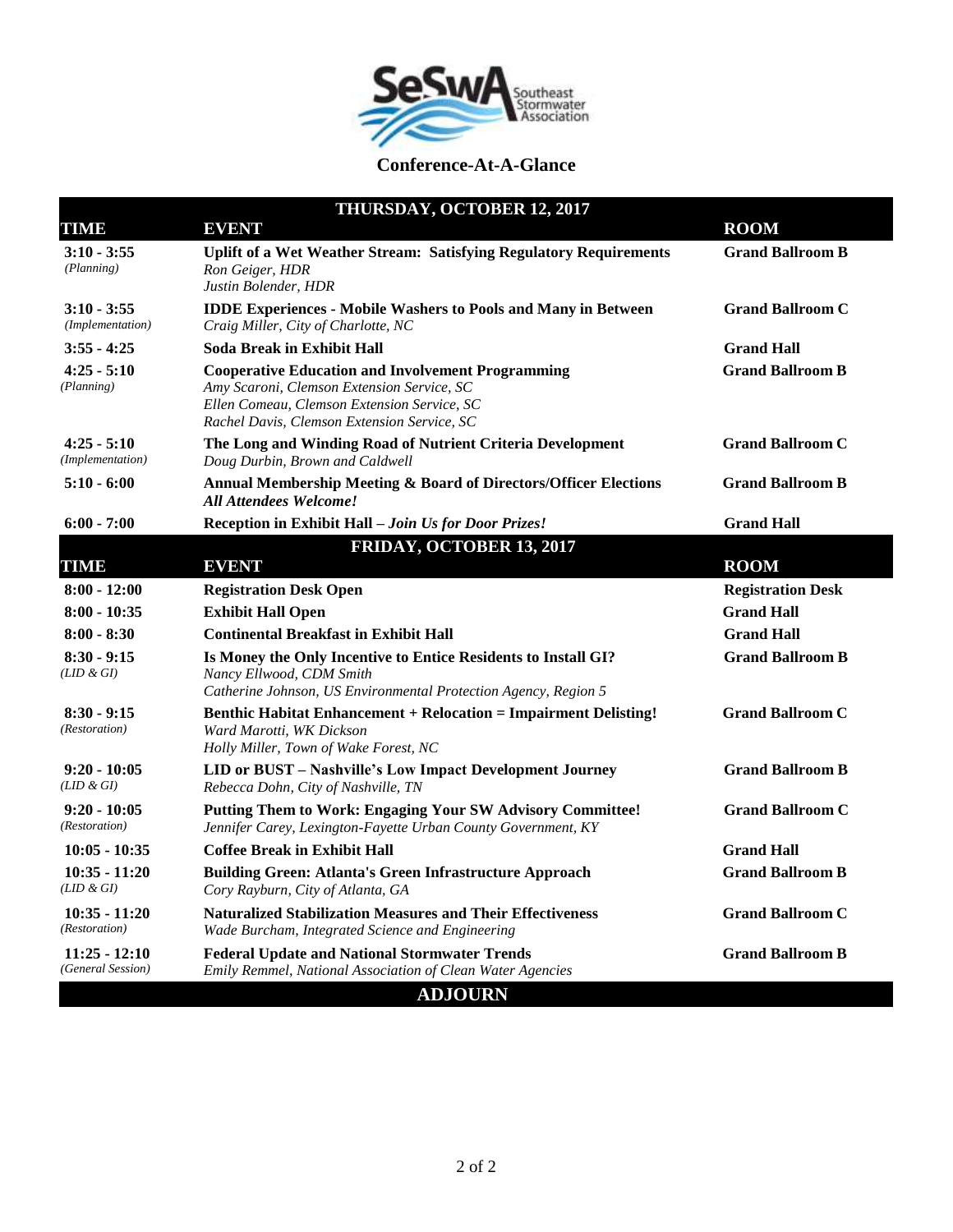Southeast Stormwater Association

## Conference-At-A-Glance

| | | |
|---|---|---|
| **THURSDAY, OCTOBER 12, 2017** | | |
| **TIME** | **EVENT** | **ROOM** |
| **3:10 - 3:55** *(Planning)* | **Uplift of a Wet Weather Stream: Satisfying Regulatory Requirements** *Ron Geiger, HDR* *Justin Bolender, HDR* | **Grand Ballroom B** |
| **3:10 - 3:55** *(Implementation)* | **IDDE Experiences - Mobile Washers to Pools and Many in Between** *Craig Miller, City of Charlotte, NC* | **Grand Ballroom C** |
| **3:55 - 4:25** | **Soda Break in Exhibit Hall** | **Grand Hall** |
| **4:25 - 5:10** *(Planning)* | **Cooperative Education and Involvement Programming** *Amy Scaroni, Clemson Extension Service, SC* *Ellen Comeau, Clemson Extension Service, SC* *Rachel Davis, Clemson Extension Service, SC* | **Grand Ballroom B** |
| **4:25 - 5:10** *(Implementation)* | **The Long and Winding Road of Nutrient Criteria Development** *Doug Durbin, Brown and Caldwell* | **Grand Ballroom C** |
| **5:10 - 6:00** | **Annual Membership Meeting & Board of Directors/Officer Elections** ***All Attendees Welcome!*** | **Grand Ballroom B** |
| **6:00 - 7:00** | **Reception in Exhibit Hall –** ***Join Us for Door Prizes!*** | **Grand Hall** |
| **FRIDAY, OCTOBER 13, 2017** | | |
| **TIME** | **EVENT** | **ROOM** |
| **8:00 - 12:00** | **Registration Desk Open** | **Registration Desk** |
| **8:00 - 10:35** | **Exhibit Hall Open** | **Grand Hall** |
| **8:00 - 8:30** | **Continental Breakfast in Exhibit Hall** | **Grand Hall** |
| **8:30 - 9:15** *(LID & GI)* | **Is Money the Only Incentive to Entice Residents to Install GI?** *Nancy Ellwood, CDM Smith* *Catherine Johnson, US Environmental Protection Agency, Region 5* | **Grand Ballroom B** |
| **8:30 - 9:15** *(Restoration)* | **Benthic Habitat Enhancement + Relocation = Impairment Delisting!** *Ward Marotti, WK Dickson* *Holly Miller, Town of Wake Forest, NC* | **Grand Ballroom C** |
| **9:20 - 10:05** *(LID & GI)* | **LID or BUST – Nashville's Low Impact Development Journey** *Rebecca Dohn, City of Nashville, TN* | **Grand Ballroom B** |
| **9:20 - 10:05** *(Restoration)* | **Putting Them to Work: Engaging Your SW Advisory Committee!** *Jennifer Carey, Lexington-Fayette Urban County Government, KY* | **Grand Ballroom C** |
| **10:05 - 10:35** | **Coffee Break in Exhibit Hall** | **Grand Hall** |
| **10:35 - 11:20** *(LID & GI)* | **Building Green: Atlanta's Green Infrastructure Approach** *Cory Rayburn, City of Atlanta, GA* | **Grand Ballroom B** |
| **10:35 - 11:20** *(Restoration)* | **Naturalized Stabilization Measures and Their Effectiveness** *Wade Burcham, Integrated Science and Engineering* | **Grand Ballroom C** |
| **11:25 - 12:10** *(General Session)* | **Federal Update and National Stormwater Trends** *Emily Remmel, National Association of Clean Water Agencies* | **Grand Ballroom B** |
| **ADJOURN** | | |